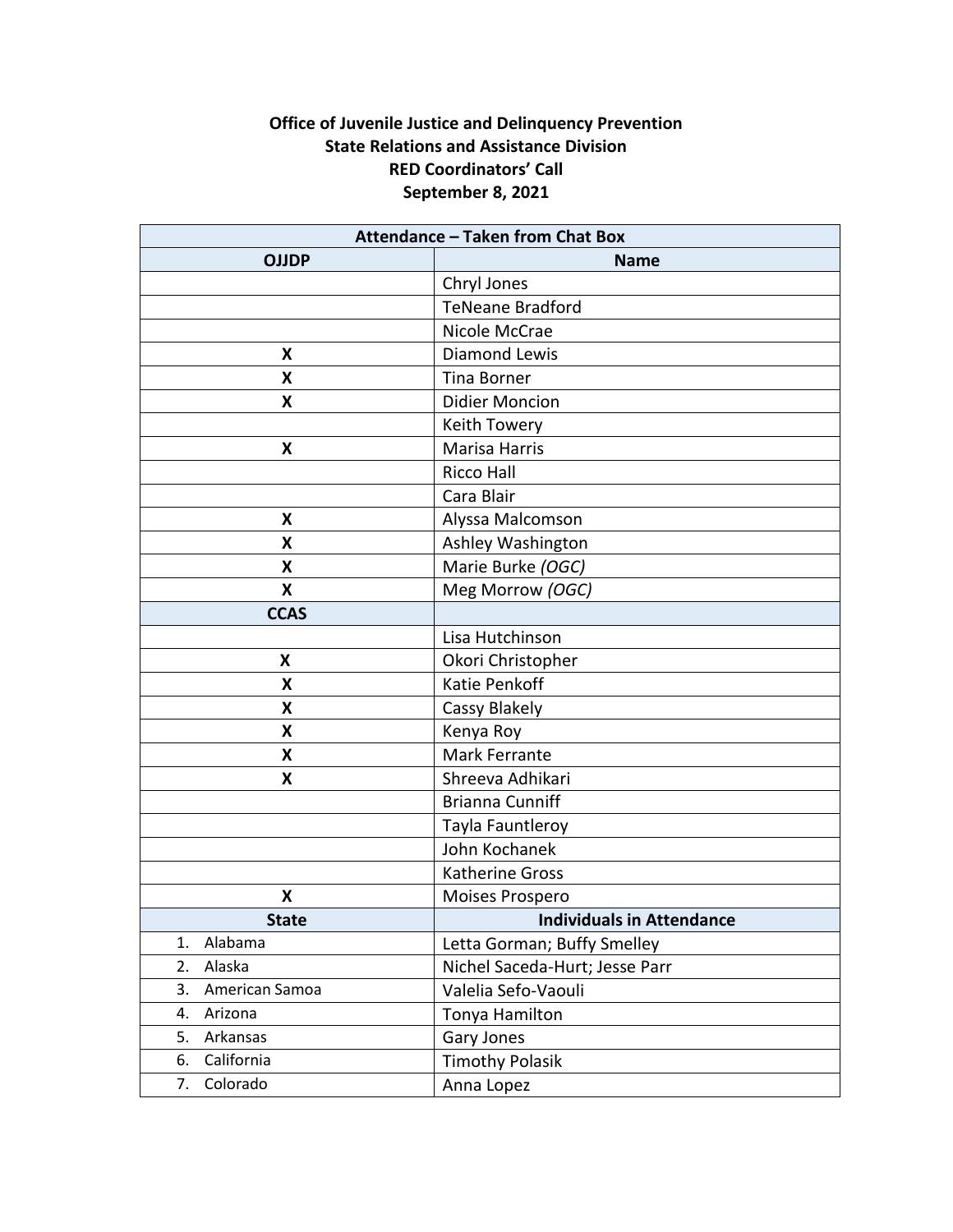**Office of Juvenile Justice and Delinquency Prevention**
**State Relations and Assistance Division**
**RED Coordinators' Call**
**September 8, 2021**

| **Attendance – Taken from Chat Box** | |
|---|---|
| **OJJDP** | **Name** |
| | Chryl Jones |
| | TeNeane Bradford |
| | Nicole McCrae |
| **X** | Diamond Lewis |
| **X** | Tina Borner |
| **X** | Didier Moncion |
| | Keith Towery |
| **X** | Marisa Harris |
| | Ricco Hall |
| | Cara Blair |
| **X** | Alyssa Malcomson |
| **X** | Ashley Washington |
| **X** | Marie Burke *(OGC)* |
| **X** | Meg Morrow *(OGC)* |
| **CCAS** | |
| | Lisa Hutchinson |
| **X** | Okori Christopher |
| **X** | Katie Penkoff |
| **X** | Cassy Blakely |
| **X** | Kenya Roy |
| **X** | Mark Ferrante |
| **X** | Shreeva Adhikari |
| | Brianna Cunniff |
| | Tayla Fauntleroy |
| | John Kochanek |
| | Katherine Gross |
| **X** | Moises Prospero |
| **State** | **Individuals in Attendance** |
| 1. Alabama | Letta Gorman; Buffy Smelley |
| 2. Alaska | Nichel Saceda-Hurt; Jesse Parr |
| 3. American Samoa | Valelia Sefo-Vaouli |
| 4. Arizona | Tonya Hamilton |
| 5. Arkansas | Gary Jones |
| 6. California | Timothy Polasik |
| 7. Colorado | Anna Lopez |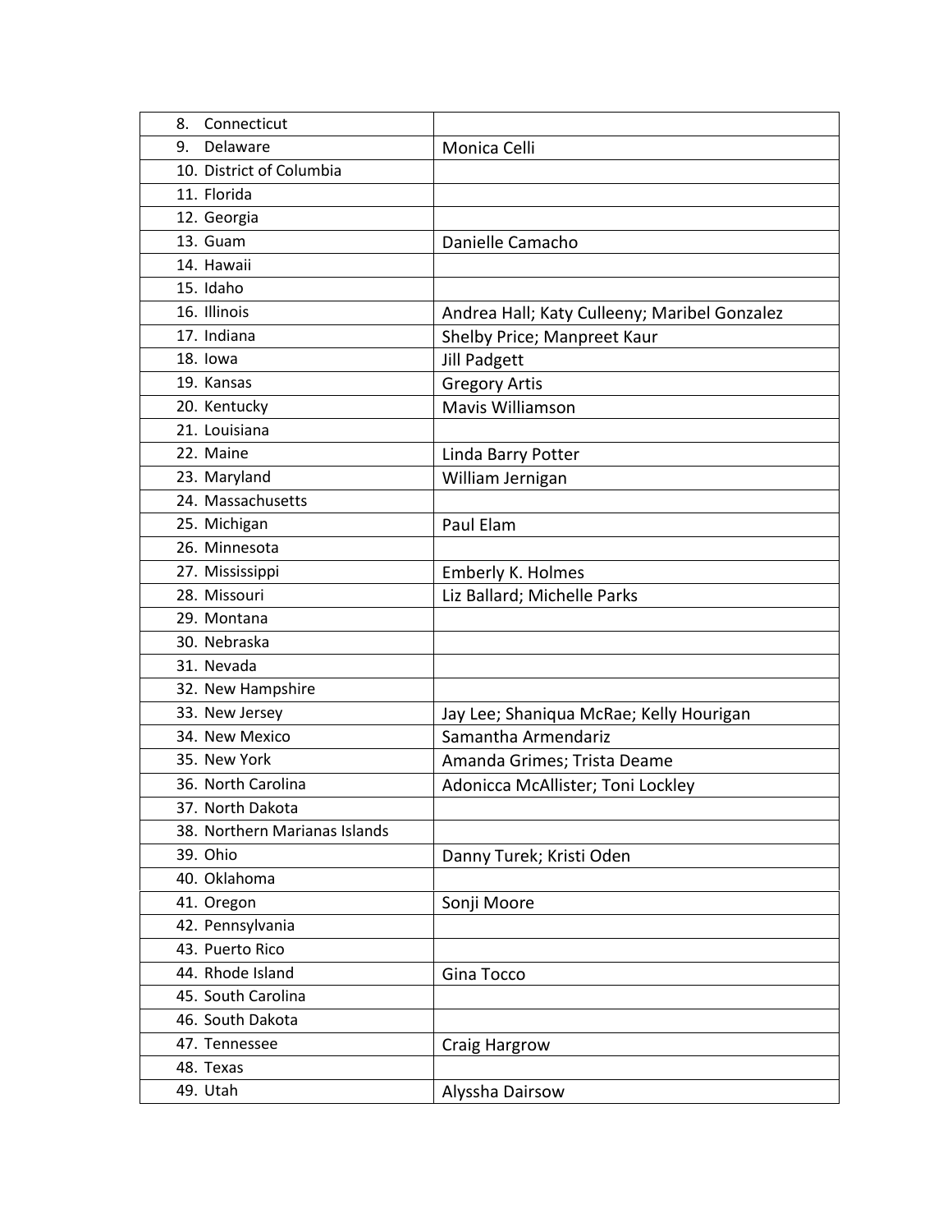|  |  |
| --- | --- |
| 8. Connecticut |  |
| 9. Delaware | Monica Celli |
| 10. District of Columbia |  |
| 11. Florida |  |
| 12. Georgia |  |
| 13. Guam | Danielle Camacho |
| 14. Hawaii |  |
| 15. Idaho |  |
| 16. Illinois | Andrea Hall; Katy Culleeny; Maribel Gonzalez |
| 17. Indiana | Shelby Price; Manpreet Kaur |
| 18. Iowa | Jill Padgett |
| 19. Kansas | Gregory Artis |
| 20. Kentucky | Mavis Williamson |
| 21. Louisiana |  |
| 22. Maine | Linda Barry Potter |
| 23. Maryland | William Jernigan |
| 24. Massachusetts |  |
| 25. Michigan | Paul Elam |
| 26. Minnesota |  |
| 27. Mississippi | Emberly K. Holmes |
| 28. Missouri | Liz Ballard; Michelle Parks |
| 29. Montana |  |
| 30. Nebraska |  |
| 31. Nevada |  |
| 32. New Hampshire |  |
| 33. New Jersey | Jay Lee; Shaniqua McRae; Kelly Hourigan |
| 34. New Mexico | Samantha Armendariz |
| 35. New York | Amanda Grimes; Trista Deame |
| 36. North Carolina | Adonicca McAllister; Toni Lockley |
| 37. North Dakota |  |
| 38. Northern Marianas Islands |  |
| 39. Ohio | Danny Turek; Kristi Oden |
| 40. Oklahoma |  |
| 41. Oregon | Sonji Moore |
| 42. Pennsylvania |  |
| 43. Puerto Rico |  |
| 44. Rhode Island | Gina Tocco |
| 45. South Carolina |  |
| 46. South Dakota |  |
| 47. Tennessee | Craig Hargrow |
| 48. Texas |  |
| 49. Utah | Alyssha Dairsow |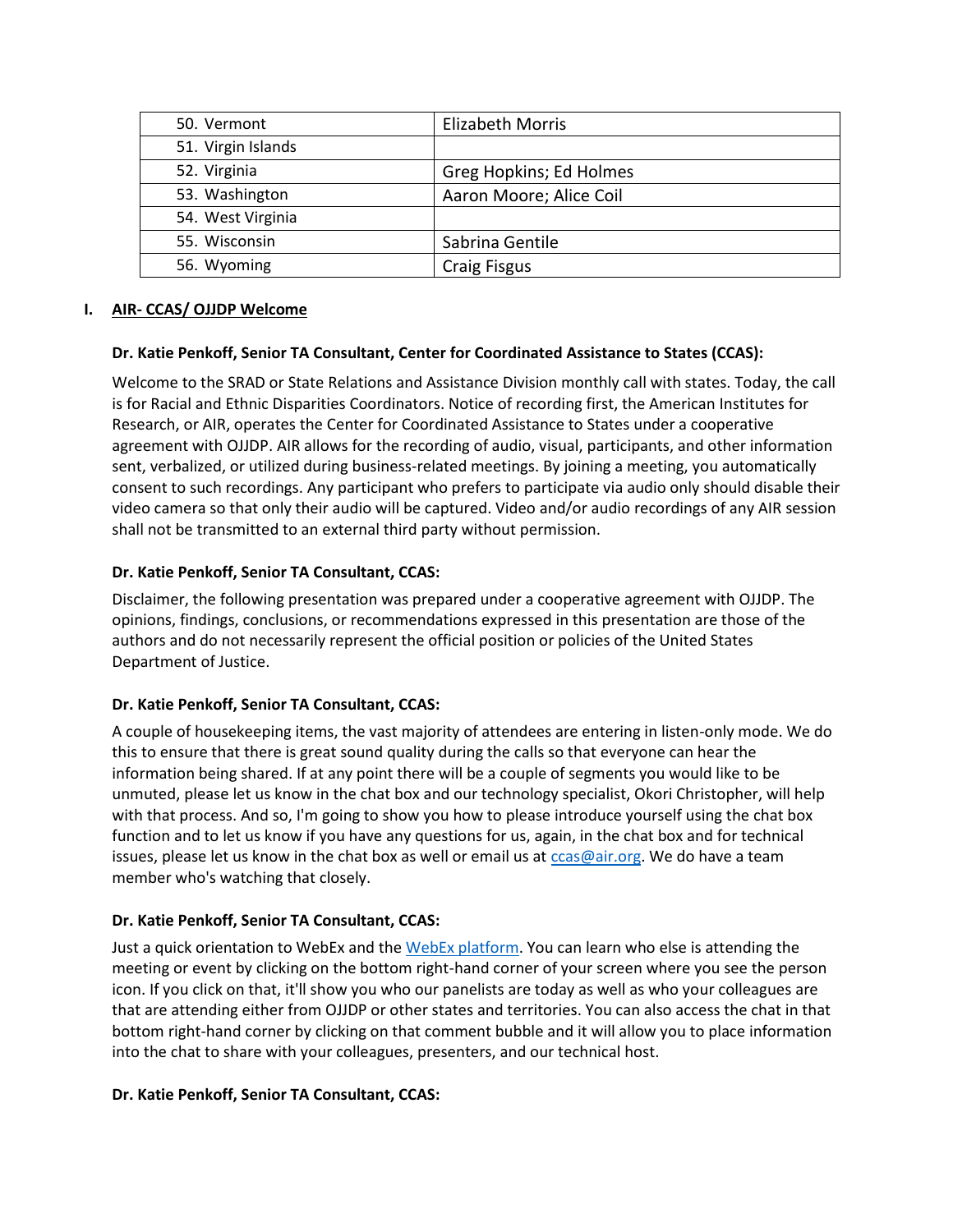| 50. Vermont | Elizabeth Morris |
|---|---|
| 51. Virgin Islands | |
| 52. Virginia | Greg Hopkins; Ed Holmes |
| 53. Washington | Aaron Moore; Alice Coil |
| 54. West Virginia | |
| 55. Wisconsin | Sabrina Gentile |
| 56. Wyoming | Craig Fisgus |

## I. AIR- CCAS/ OJJDP Welcome

**Dr. Katie Penkoff, Senior TA Consultant, Center for Coordinated Assistance to States (CCAS):**

Welcome to the SRAD or State Relations and Assistance Division monthly call with states. Today, the call is for Racial and Ethnic Disparities Coordinators. Notice of recording first, the American Institutes for Research, or AIR, operates the Center for Coordinated Assistance to States under a cooperative agreement with OJJDP. AIR allows for the recording of audio, visual, participants, and other information sent, verbalized, or utilized during business-related meetings. By joining a meeting, you automatically consent to such recordings. Any participant who prefers to participate via audio only should disable their video camera so that only their audio will be captured. Video and/or audio recordings of any AIR session shall not be transmitted to an external third party without permission.

**Dr. Katie Penkoff, Senior TA Consultant, CCAS:**

Disclaimer, the following presentation was prepared under a cooperative agreement with OJJDP. The opinions, findings, conclusions, or recommendations expressed in this presentation are those of the authors and do not necessarily represent the official position or policies of the United States Department of Justice.

**Dr. Katie Penkoff, Senior TA Consultant, CCAS:**

A couple of housekeeping items, the vast majority of attendees are entering in listen-only mode. We do this to ensure that there is great sound quality during the calls so that everyone can hear the information being shared. If at any point there will be a couple of segments you would like to be unmuted, please let us know in the chat box and our technology specialist, Okori Christopher, will help with that process. And so, I'm going to show you how to please introduce yourself using the chat box function and to let us know if you have any questions for us, again, in the chat box and for technical issues, please let us know in the chat box as well or email us at [ccas@air.org](mailto:ccas@air.org). We do have a team member who's watching that closely.

**Dr. Katie Penkoff, Senior TA Consultant, CCAS:**

Just a quick orientation to WebEx and the [WebEx platform](). You can learn who else is attending the meeting or event by clicking on the bottom right-hand corner of your screen where you see the person icon. If you click on that, it'll show you who our panelists are today as well as who your colleagues are that are attending either from OJJDP or other states and territories. You can also access the chat in that bottom right-hand corner by clicking on that comment bubble and it will allow you to place information into the chat to share with your colleagues, presenters, and our technical host.

**Dr. Katie Penkoff, Senior TA Consultant, CCAS:**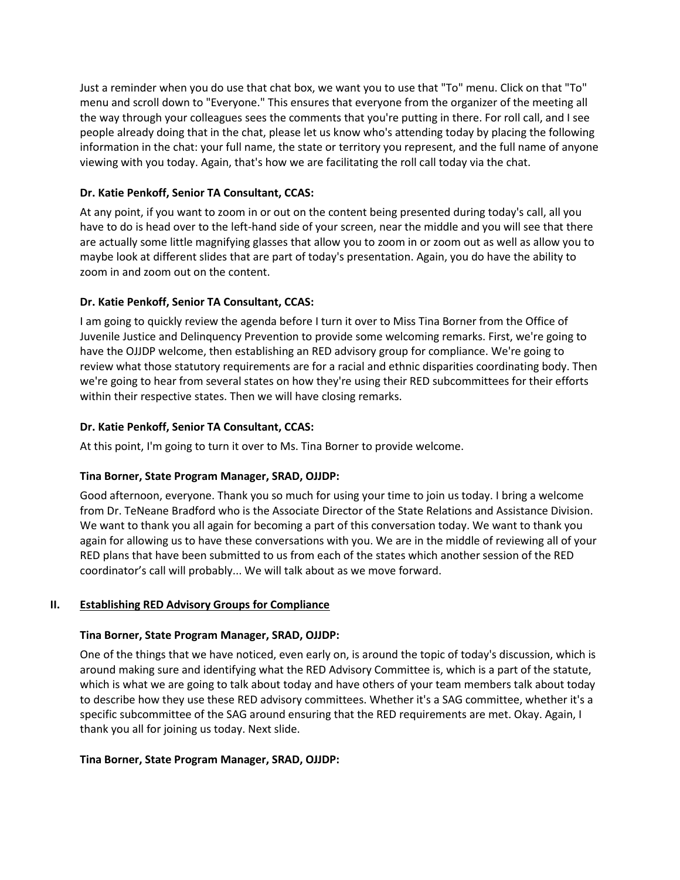Just a reminder when you do use that chat box, we want you to use that "To" menu. Click on that "To" menu and scroll down to "Everyone." This ensures that everyone from the organizer of the meeting all the way through your colleagues sees the comments that you're putting in there. For roll call, and I see people already doing that in the chat, please let us know who's attending today by placing the following information in the chat: your full name, the state or territory you represent, and the full name of anyone viewing with you today. Again, that's how we are facilitating the roll call today via the chat.

**Dr. Katie Penkoff, Senior TA Consultant, CCAS:**

At any point, if you want to zoom in or out on the content being presented during today's call, all you have to do is head over to the left-hand side of your screen, near the middle and you will see that there are actually some little magnifying glasses that allow you to zoom in or zoom out as well as allow you to maybe look at different slides that are part of today's presentation. Again, you do have the ability to zoom in and zoom out on the content.

**Dr. Katie Penkoff, Senior TA Consultant, CCAS:**

I am going to quickly review the agenda before I turn it over to Miss Tina Borner from the Office of Juvenile Justice and Delinquency Prevention to provide some welcoming remarks. First, we're going to have the OJJDP welcome, then establishing an RED advisory group for compliance. We're going to review what those statutory requirements are for a racial and ethnic disparities coordinating body. Then we're going to hear from several states on how they're using their RED subcommittees for their efforts within their respective states. Then we will have closing remarks.

**Dr. Katie Penkoff, Senior TA Consultant, CCAS:**

At this point, I'm going to turn it over to Ms. Tina Borner to provide welcome.

**Tina Borner, State Program Manager, SRAD, OJJDP:**

Good afternoon, everyone. Thank you so much for using your time to join us today. I bring a welcome from Dr. TeNeane Bradford who is the Associate Director of the State Relations and Assistance Division. We want to thank you all again for becoming a part of this conversation today. We want to thank you again for allowing us to have these conversations with you. We are in the middle of reviewing all of your RED plans that have been submitted to us from each of the states which another session of the RED coordinator's call will probably... We will talk about as we move forward.

## II. Establishing RED Advisory Groups for Compliance

**Tina Borner, State Program Manager, SRAD, OJJDP:**

One of the things that we have noticed, even early on, is around the topic of today's discussion, which is around making sure and identifying what the RED Advisory Committee is, which is a part of the statute, which is what we are going to talk about today and have others of your team members talk about today to describe how they use these RED advisory committees. Whether it's a SAG committee, whether it's a specific subcommittee of the SAG around ensuring that the RED requirements are met. Okay. Again, I thank you all for joining us today. Next slide.

**Tina Borner, State Program Manager, SRAD, OJJDP:**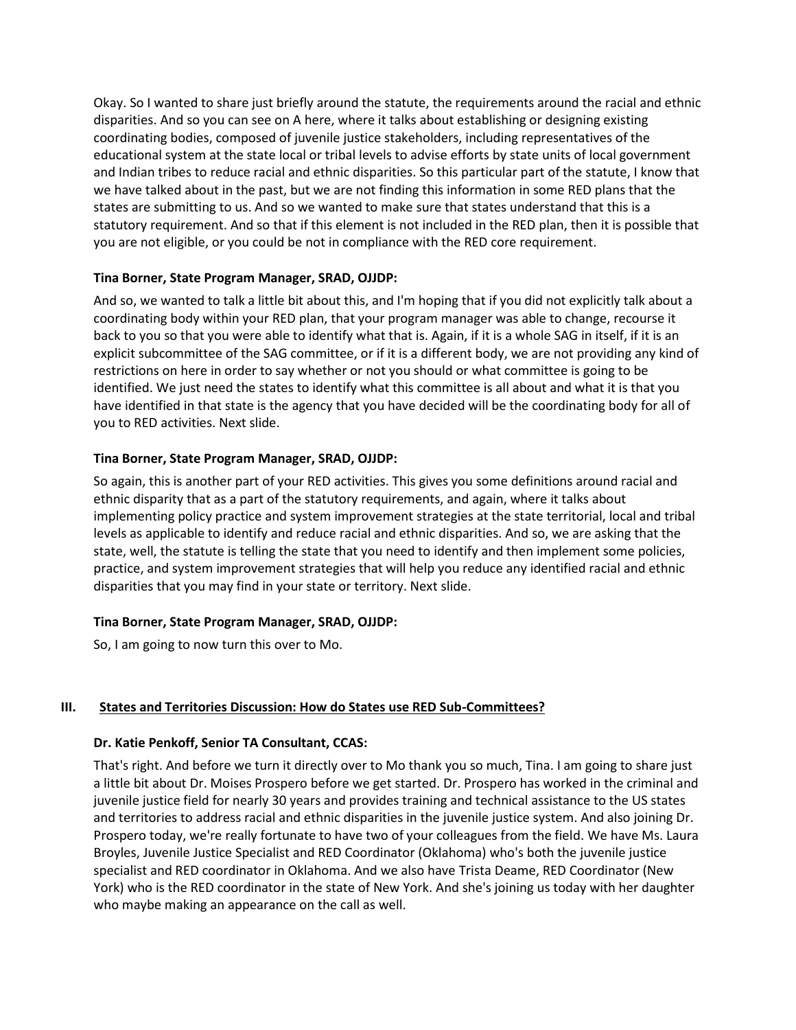Okay. So I wanted to share just briefly around the statute, the requirements around the racial and ethnic disparities. And so you can see on A here, where it talks about establishing or designing existing coordinating bodies, composed of juvenile justice stakeholders, including representatives of the educational system at the state local or tribal levels to advise efforts by state units of local government and Indian tribes to reduce racial and ethnic disparities. So this particular part of the statute, I know that we have talked about in the past, but we are not finding this information in some RED plans that the states are submitting to us. And so we wanted to make sure that states understand that this is a statutory requirement. And so that if this element is not included in the RED plan, then it is possible that you are not eligible, or you could be not in compliance with the RED core requirement.

**Tina Borner, State Program Manager, SRAD, OJJDP:**

And so, we wanted to talk a little bit about this, and I'm hoping that if you did not explicitly talk about a coordinating body within your RED plan, that your program manager was able to change, recourse it back to you so that you were able to identify what that is. Again, if it is a whole SAG in itself, if it is an explicit subcommittee of the SAG committee, or if it is a different body, we are not providing any kind of restrictions on here in order to say whether or not you should or what committee is going to be identified. We just need the states to identify what this committee is all about and what it is that you have identified in that state is the agency that you have decided will be the coordinating body for all of you to RED activities. Next slide.

**Tina Borner, State Program Manager, SRAD, OJJDP:**

So again, this is another part of your RED activities. This gives you some definitions around racial and ethnic disparity that as a part of the statutory requirements, and again, where it talks about implementing policy practice and system improvement strategies at the state territorial, local and tribal levels as applicable to identify and reduce racial and ethnic disparities. And so, we are asking that the state, well, the statute is telling the state that you need to identify and then implement some policies, practice, and system improvement strategies that will help you reduce any identified racial and ethnic disparities that you may find in your state or territory. Next slide.

**Tina Borner, State Program Manager, SRAD, OJJDP:**

So, I am going to now turn this over to Mo.

## III. States and Territories Discussion: How do States use RED Sub-Committees?

**Dr. Katie Penkoff, Senior TA Consultant, CCAS:**

That's right. And before we turn it directly over to Mo thank you so much, Tina. I am going to share just a little bit about Dr. Moises Prospero before we get started. Dr. Prospero has worked in the criminal and juvenile justice field for nearly 30 years and provides training and technical assistance to the US states and territories to address racial and ethnic disparities in the juvenile justice system. And also joining Dr. Prospero today, we're really fortunate to have two of your colleagues from the field. We have Ms. Laura Broyles, Juvenile Justice Specialist and RED Coordinator (Oklahoma) who's both the juvenile justice specialist and RED coordinator in Oklahoma. And we also have Trista Deame, RED Coordinator (New York) who is the RED coordinator in the state of New York. And she's joining us today with her daughter who maybe making an appearance on the call as well.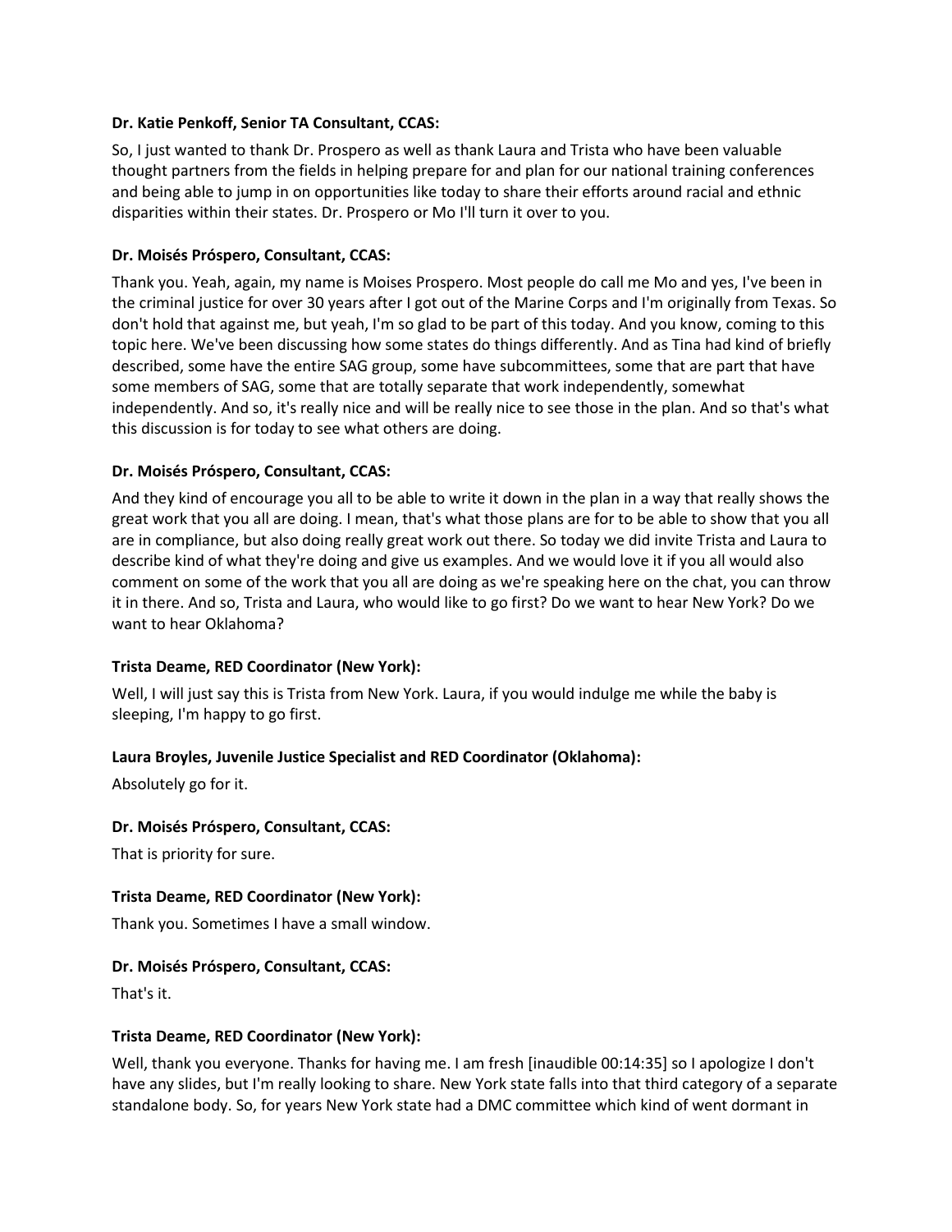**Dr. Katie Penkoff, Senior TA Consultant, CCAS:**

So, I just wanted to thank Dr. Prospero as well as thank Laura and Trista who have been valuable thought partners from the fields in helping prepare for and plan for our national training conferences and being able to jump in on opportunities like today to share their efforts around racial and ethnic disparities within their states. Dr. Prospero or Mo I'll turn it over to you.

**Dr. Moisés Próspero, Consultant, CCAS:**

Thank you. Yeah, again, my name is Moises Prospero. Most people do call me Mo and yes, I've been in the criminal justice for over 30 years after I got out of the Marine Corps and I'm originally from Texas. So don't hold that against me, but yeah, I'm so glad to be part of this today. And you know, coming to this topic here. We've been discussing how some states do things differently. And as Tina had kind of briefly described, some have the entire SAG group, some have subcommittees, some that are part that have some members of SAG, some that are totally separate that work independently, somewhat independently. And so, it's really nice and will be really nice to see those in the plan. And so that's what this discussion is for today to see what others are doing.

**Dr. Moisés Próspero, Consultant, CCAS:**

And they kind of encourage you all to be able to write it down in the plan in a way that really shows the great work that you all are doing. I mean, that's what those plans are for to be able to show that you all are in compliance, but also doing really great work out there. So today we did invite Trista and Laura to describe kind of what they're doing and give us examples. And we would love it if you all would also comment on some of the work that you all are doing as we're speaking here on the chat, you can throw it in there. And so, Trista and Laura, who would like to go first? Do we want to hear New York? Do we want to hear Oklahoma?

**Trista Deame, RED Coordinator (New York):**

Well, I will just say this is Trista from New York. Laura, if you would indulge me while the baby is sleeping, I'm happy to go first.

**Laura Broyles, Juvenile Justice Specialist and RED Coordinator (Oklahoma):**

Absolutely go for it.

**Dr. Moisés Próspero, Consultant, CCAS:**

That is priority for sure.

**Trista Deame, RED Coordinator (New York):**

Thank you. Sometimes I have a small window.

**Dr. Moisés Próspero, Consultant, CCAS:**

That's it.

**Trista Deame, RED Coordinator (New York):**

Well, thank you everyone. Thanks for having me. I am fresh [inaudible 00:14:35] so I apologize I don't have any slides, but I'm really looking to share. New York state falls into that third category of a separate standalone body. So, for years New York state had a DMC committee which kind of went dormant in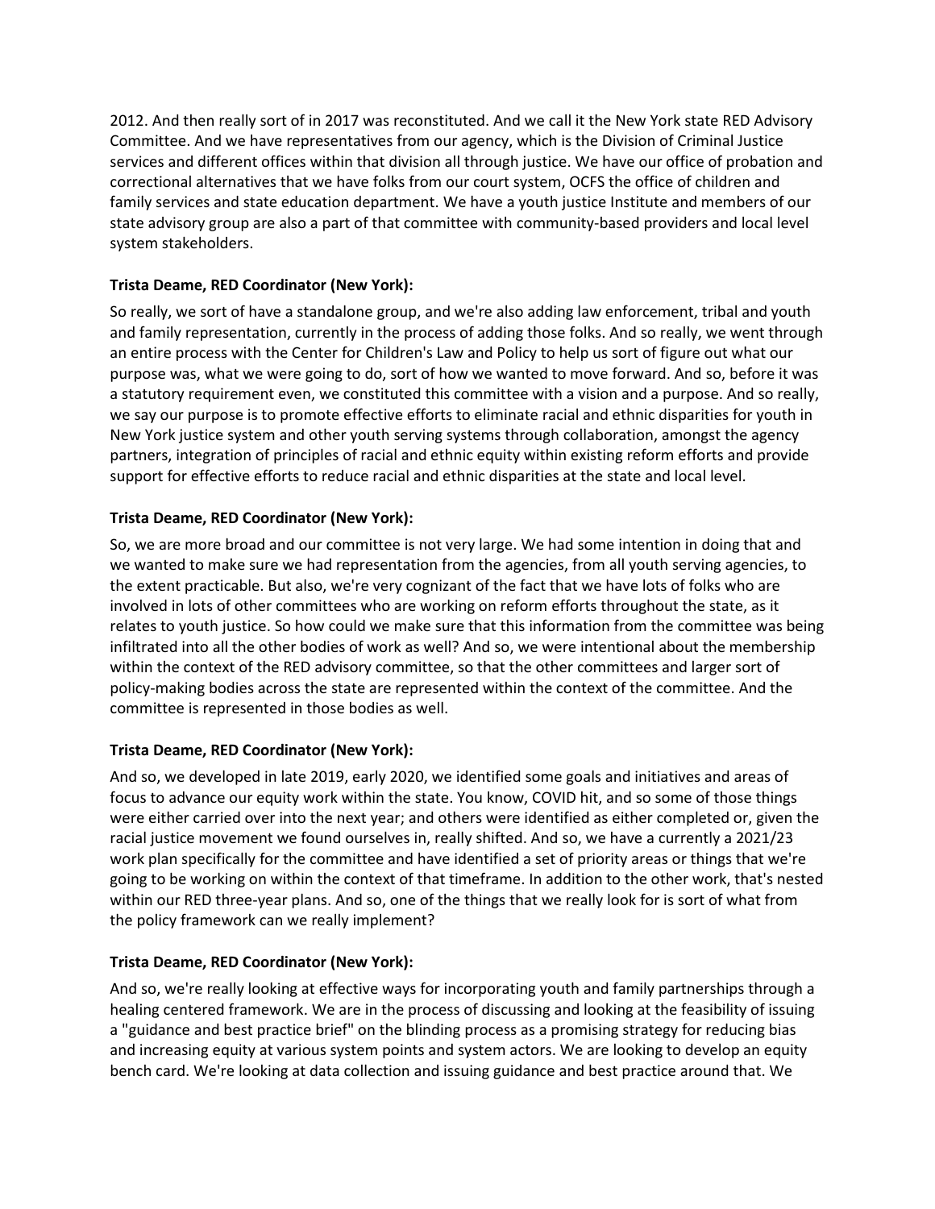2012. And then really sort of in 2017 was reconstituted. And we call it the New York state RED Advisory Committee. And we have representatives from our agency, which is the Division of Criminal Justice services and different offices within that division all through justice. We have our office of probation and correctional alternatives that we have folks from our court system, OCFS the office of children and family services and state education department. We have a youth justice Institute and members of our state advisory group are also a part of that committee with community-based providers and local level system stakeholders.

**Trista Deame, RED Coordinator (New York):**

So really, we sort of have a standalone group, and we're also adding law enforcement, tribal and youth and family representation, currently in the process of adding those folks. And so really, we went through an entire process with the Center for Children's Law and Policy to help us sort of figure out what our purpose was, what we were going to do, sort of how we wanted to move forward. And so, before it was a statutory requirement even, we constituted this committee with a vision and a purpose. And so really, we say our purpose is to promote effective efforts to eliminate racial and ethnic disparities for youth in New York justice system and other youth serving systems through collaboration, amongst the agency partners, integration of principles of racial and ethnic equity within existing reform efforts and provide support for effective efforts to reduce racial and ethnic disparities at the state and local level.

**Trista Deame, RED Coordinator (New York):**

So, we are more broad and our committee is not very large. We had some intention in doing that and we wanted to make sure we had representation from the agencies, from all youth serving agencies, to the extent practicable. But also, we're very cognizant of the fact that we have lots of folks who are involved in lots of other committees who are working on reform efforts throughout the state, as it relates to youth justice. So how could we make sure that this information from the committee was being infiltrated into all the other bodies of work as well? And so, we were intentional about the membership within the context of the RED advisory committee, so that the other committees and larger sort of policy-making bodies across the state are represented within the context of the committee. And the committee is represented in those bodies as well.

**Trista Deame, RED Coordinator (New York):**

And so, we developed in late 2019, early 2020, we identified some goals and initiatives and areas of focus to advance our equity work within the state. You know, COVID hit, and so some of those things were either carried over into the next year; and others were identified as either completed or, given the racial justice movement we found ourselves in, really shifted. And so, we have a currently a 2021/23 work plan specifically for the committee and have identified a set of priority areas or things that we're going to be working on within the context of that timeframe. In addition to the other work, that's nested within our RED three-year plans. And so, one of the things that we really look for is sort of what from the policy framework can we really implement?

**Trista Deame, RED Coordinator (New York):**

And so, we're really looking at effective ways for incorporating youth and family partnerships through a healing centered framework. We are in the process of discussing and looking at the feasibility of issuing a "guidance and best practice brief" on the blinding process as a promising strategy for reducing bias and increasing equity at various system points and system actors. We are looking to develop an equity bench card. We're looking at data collection and issuing guidance and best practice around that. We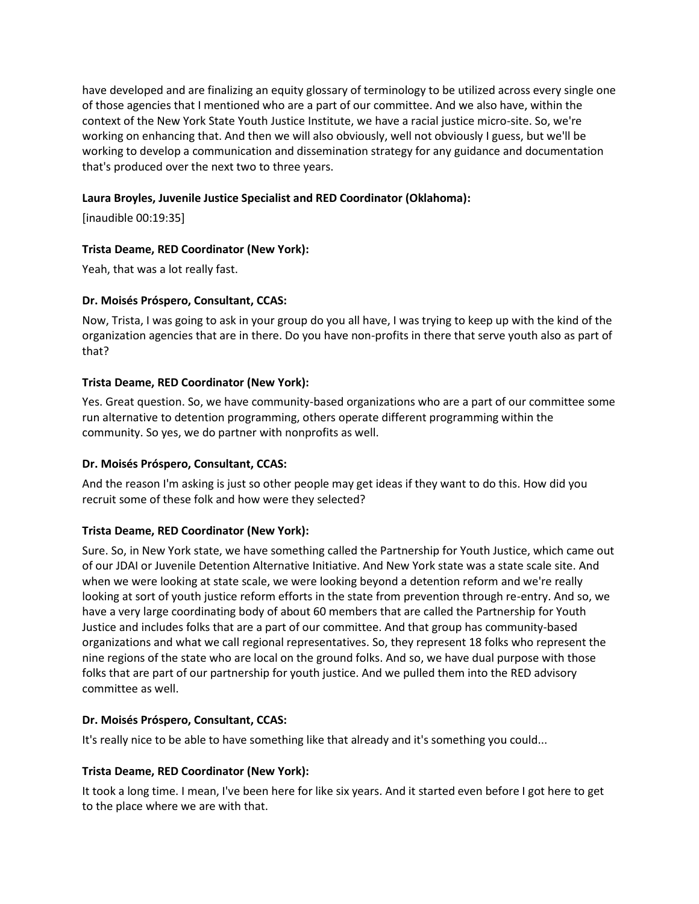have developed and are finalizing an equity glossary of terminology to be utilized across every single one of those agencies that I mentioned who are a part of our committee. And we also have, within the context of the New York State Youth Justice Institute, we have a racial justice micro-site. So, we're working on enhancing that. And then we will also obviously, well not obviously I guess, but we'll be working to develop a communication and dissemination strategy for any guidance and documentation that's produced over the next two to three years.

**Laura Broyles, Juvenile Justice Specialist and RED Coordinator (Oklahoma):**

[inaudible 00:19:35]

**Trista Deame, RED Coordinator (New York):**

Yeah, that was a lot really fast.

**Dr. Moisés Próspero, Consultant, CCAS:**

Now, Trista, I was going to ask in your group do you all have, I was trying to keep up with the kind of the organization agencies that are in there. Do you have non-profits in there that serve youth also as part of that?

**Trista Deame, RED Coordinator (New York):**

Yes. Great question. So, we have community-based organizations who are a part of our committee some run alternative to detention programming, others operate different programming within the community. So yes, we do partner with nonprofits as well.

**Dr. Moisés Próspero, Consultant, CCAS:**

And the reason I'm asking is just so other people may get ideas if they want to do this. How did you recruit some of these folk and how were they selected?

**Trista Deame, RED Coordinator (New York):**

Sure. So, in New York state, we have something called the Partnership for Youth Justice, which came out of our JDAI or Juvenile Detention Alternative Initiative. And New York state was a state scale site. And when we were looking at state scale, we were looking beyond a detention reform and we're really looking at sort of youth justice reform efforts in the state from prevention through re-entry. And so, we have a very large coordinating body of about 60 members that are called the Partnership for Youth Justice and includes folks that are a part of our committee. And that group has community-based organizations and what we call regional representatives. So, they represent 18 folks who represent the nine regions of the state who are local on the ground folks. And so, we have dual purpose with those folks that are part of our partnership for youth justice. And we pulled them into the RED advisory committee as well.

**Dr. Moisés Próspero, Consultant, CCAS:**

It's really nice to be able to have something like that already and it's something you could...

**Trista Deame, RED Coordinator (New York):**

It took a long time. I mean, I've been here for like six years. And it started even before I got here to get to the place where we are with that.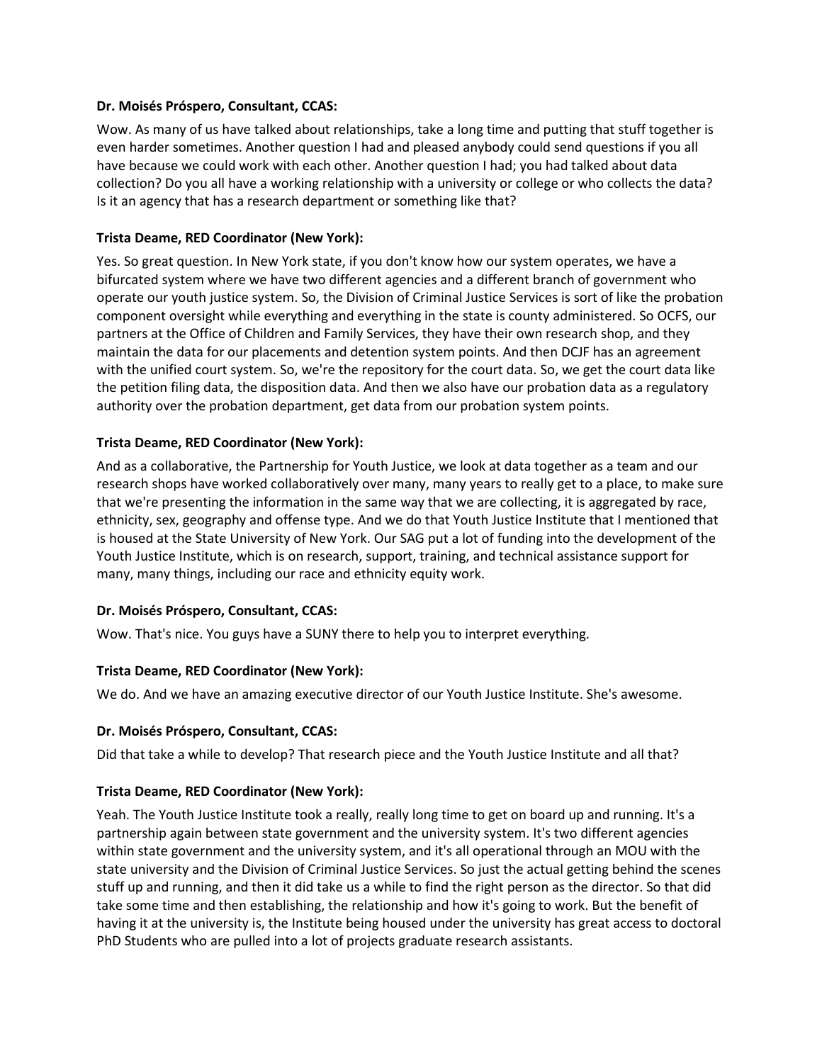**Dr. Moisés Próspero, Consultant, CCAS:**

Wow. As many of us have talked about relationships, take a long time and putting that stuff together is even harder sometimes. Another question I had and pleased anybody could send questions if you all have because we could work with each other. Another question I had; you had talked about data collection? Do you all have a working relationship with a university or college or who collects the data? Is it an agency that has a research department or something like that?

**Trista Deame, RED Coordinator (New York):**

Yes. So great question. In New York state, if you don't know how our system operates, we have a bifurcated system where we have two different agencies and a different branch of government who operate our youth justice system. So, the Division of Criminal Justice Services is sort of like the probation component oversight while everything and everything in the state is county administered. So OCFS, our partners at the Office of Children and Family Services, they have their own research shop, and they maintain the data for our placements and detention system points. And then DCJF has an agreement with the unified court system. So, we're the repository for the court data. So, we get the court data like the petition filing data, the disposition data. And then we also have our probation data as a regulatory authority over the probation department, get data from our probation system points.

**Trista Deame, RED Coordinator (New York):**

And as a collaborative, the Partnership for Youth Justice, we look at data together as a team and our research shops have worked collaboratively over many, many years to really get to a place, to make sure that we're presenting the information in the same way that we are collecting, it is aggregated by race, ethnicity, sex, geography and offense type. And we do that Youth Justice Institute that I mentioned that is housed at the State University of New York. Our SAG put a lot of funding into the development of the Youth Justice Institute, which is on research, support, training, and technical assistance support for many, many things, including our race and ethnicity equity work.

**Dr. Moisés Próspero, Consultant, CCAS:**

Wow. That's nice. You guys have a SUNY there to help you to interpret everything.

**Trista Deame, RED Coordinator (New York):**

We do. And we have an amazing executive director of our Youth Justice Institute. She's awesome.

**Dr. Moisés Próspero, Consultant, CCAS:**

Did that take a while to develop? That research piece and the Youth Justice Institute and all that?

**Trista Deame, RED Coordinator (New York):**

Yeah. The Youth Justice Institute took a really, really long time to get on board up and running. It's a partnership again between state government and the university system. It's two different agencies within state government and the university system, and it's all operational through an MOU with the state university and the Division of Criminal Justice Services. So just the actual getting behind the scenes stuff up and running, and then it did take us a while to find the right person as the director. So that did take some time and then establishing, the relationship and how it's going to work. But the benefit of having it at the university is, the Institute being housed under the university has great access to doctoral PhD Students who are pulled into a lot of projects graduate research assistants.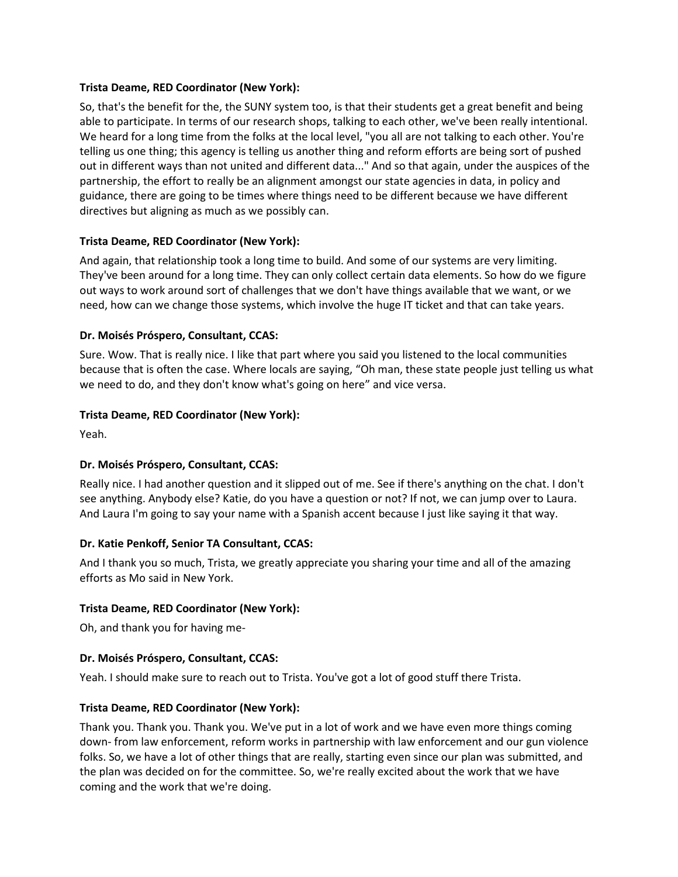**Trista Deame, RED Coordinator (New York):**

So, that's the benefit for the, the SUNY system too, is that their students get a great benefit and being able to participate. In terms of our research shops, talking to each other, we've been really intentional. We heard for a long time from the folks at the local level, "you all are not talking to each other. You're telling us one thing; this agency is telling us another thing and reform efforts are being sort of pushed out in different ways than not united and different data..." And so that again, under the auspices of the partnership, the effort to really be an alignment amongst our state agencies in data, in policy and guidance, there are going to be times where things need to be different because we have different directives but aligning as much as we possibly can.

**Trista Deame, RED Coordinator (New York):**

And again, that relationship took a long time to build. And some of our systems are very limiting. They've been around for a long time. They can only collect certain data elements. So how do we figure out ways to work around sort of challenges that we don't have things available that we want, or we need, how can we change those systems, which involve the huge IT ticket and that can take years.

**Dr. Moisés Próspero, Consultant, CCAS:**

Sure. Wow. That is really nice. I like that part where you said you listened to the local communities because that is often the case. Where locals are saying, "Oh man, these state people just telling us what we need to do, and they don't know what's going on here" and vice versa.

**Trista Deame, RED Coordinator (New York):**

Yeah.

**Dr. Moisés Próspero, Consultant, CCAS:**

Really nice. I had another question and it slipped out of me. See if there's anything on the chat. I don't see anything. Anybody else? Katie, do you have a question or not? If not, we can jump over to Laura. And Laura I'm going to say your name with a Spanish accent because I just like saying it that way.

**Dr. Katie Penkoff, Senior TA Consultant, CCAS:**

And I thank you so much, Trista, we greatly appreciate you sharing your time and all of the amazing efforts as Mo said in New York.

**Trista Deame, RED Coordinator (New York):**

Oh, and thank you for having me-

**Dr. Moisés Próspero, Consultant, CCAS:**

Yeah. I should make sure to reach out to Trista. You've got a lot of good stuff there Trista.

**Trista Deame, RED Coordinator (New York):**

Thank you. Thank you. Thank you. We've put in a lot of work and we have even more things coming down- from law enforcement, reform works in partnership with law enforcement and our gun violence folks. So, we have a lot of other things that are really, starting even since our plan was submitted, and the plan was decided on for the committee. So, we're really excited about the work that we have coming and the work that we're doing.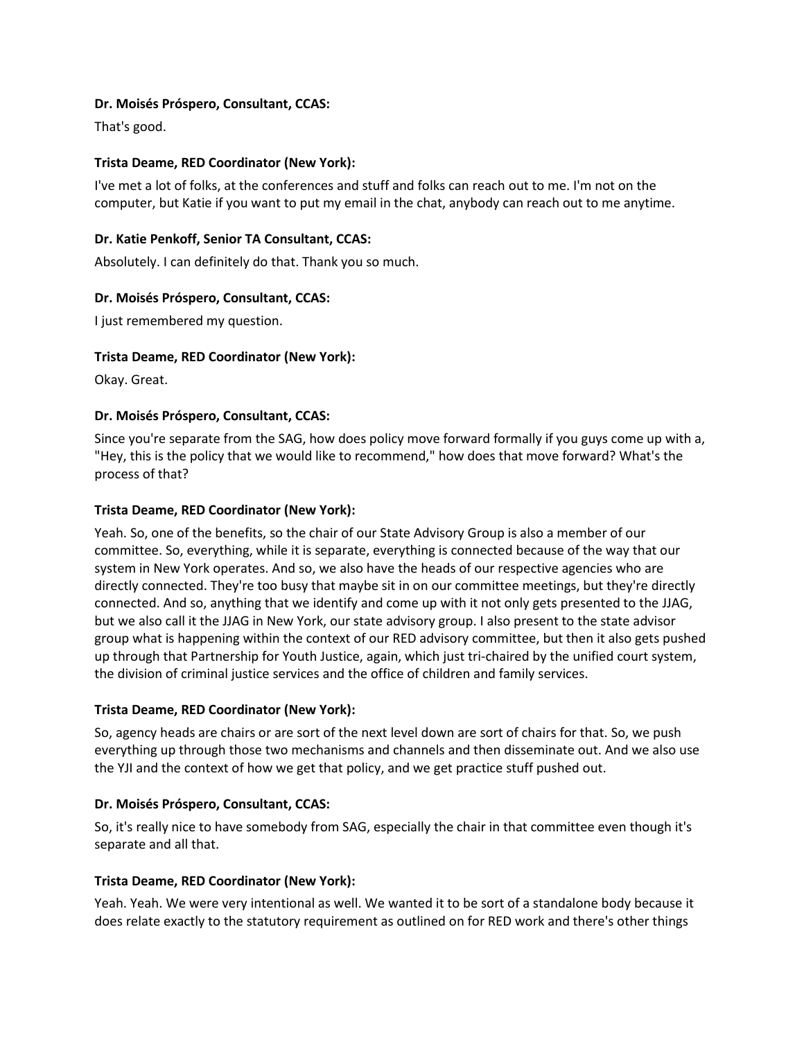**Dr. Moisés Próspero, Consultant, CCAS:**

That's good.

**Trista Deame, RED Coordinator (New York):**

I've met a lot of folks, at the conferences and stuff and folks can reach out to me. I'm not on the computer, but Katie if you want to put my email in the chat, anybody can reach out to me anytime.

**Dr. Katie Penkoff, Senior TA Consultant, CCAS:**

Absolutely. I can definitely do that. Thank you so much.

**Dr. Moisés Próspero, Consultant, CCAS:**

I just remembered my question.

**Trista Deame, RED Coordinator (New York):**

Okay. Great.

**Dr. Moisés Próspero, Consultant, CCAS:**

Since you're separate from the SAG, how does policy move forward formally if you guys come up with a, "Hey, this is the policy that we would like to recommend," how does that move forward? What's the process of that?

**Trista Deame, RED Coordinator (New York):**

Yeah. So, one of the benefits, so the chair of our State Advisory Group is also a member of our committee. So, everything, while it is separate, everything is connected because of the way that our system in New York operates. And so, we also have the heads of our respective agencies who are directly connected. They're too busy that maybe sit in on our committee meetings, but they're directly connected. And so, anything that we identify and come up with it not only gets presented to the JJAG, but we also call it the JJAG in New York, our state advisory group. I also present to the state advisor group what is happening within the context of our RED advisory committee, but then it also gets pushed up through that Partnership for Youth Justice, again, which just tri-chaired by the unified court system, the division of criminal justice services and the office of children and family services.

**Trista Deame, RED Coordinator (New York):**

So, agency heads are chairs or are sort of the next level down are sort of chairs for that. So, we push everything up through those two mechanisms and channels and then disseminate out. And we also use the YJI and the context of how we get that policy, and we get practice stuff pushed out.

**Dr. Moisés Próspero, Consultant, CCAS:**

So, it's really nice to have somebody from SAG, especially the chair in that committee even though it's separate and all that.

**Trista Deame, RED Coordinator (New York):**

Yeah. Yeah. We were very intentional as well. We wanted it to be sort of a standalone body because it does relate exactly to the statutory requirement as outlined on for RED work and there's other things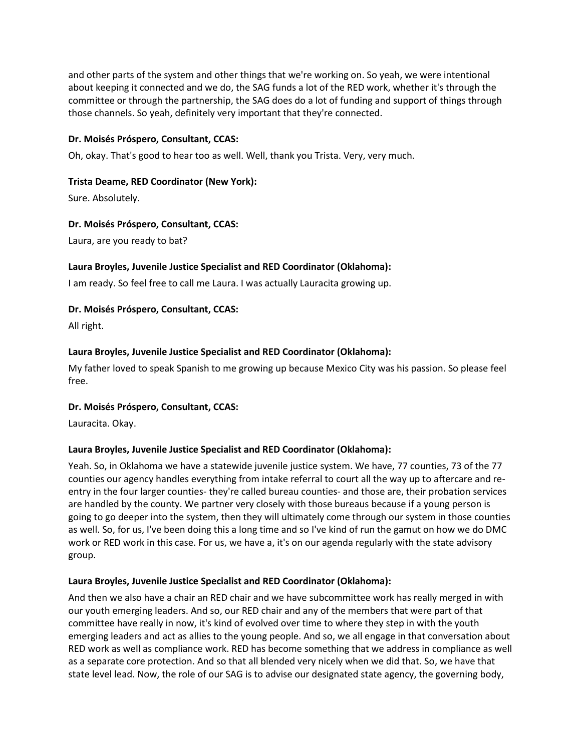and other parts of the system and other things that we're working on. So yeah, we were intentional about keeping it connected and we do, the SAG funds a lot of the RED work, whether it's through the committee or through the partnership, the SAG does do a lot of funding and support of things through those channels. So yeah, definitely very important that they're connected.

**Dr. Moisés Próspero, Consultant, CCAS:**

Oh, okay. That's good to hear too as well. Well, thank you Trista. Very, very much.

**Trista Deame, RED Coordinator (New York):**

Sure. Absolutely.

**Dr. Moisés Próspero, Consultant, CCAS:**

Laura, are you ready to bat?

**Laura Broyles, Juvenile Justice Specialist and RED Coordinator (Oklahoma):**

I am ready. So feel free to call me Laura. I was actually Lauracita growing up.

**Dr. Moisés Próspero, Consultant, CCAS:**

All right.

**Laura Broyles, Juvenile Justice Specialist and RED Coordinator (Oklahoma):**

My father loved to speak Spanish to me growing up because Mexico City was his passion. So please feel free.

**Dr. Moisés Próspero, Consultant, CCAS:**

Lauracita. Okay.

**Laura Broyles, Juvenile Justice Specialist and RED Coordinator (Oklahoma):**

Yeah. So, in Oklahoma we have a statewide juvenile justice system. We have, 77 counties, 73 of the 77 counties our agency handles everything from intake referral to court all the way up to aftercare and re-entry in the four larger counties- they're called bureau counties- and those are, their probation services are handled by the county. We partner very closely with those bureaus because if a young person is going to go deeper into the system, then they will ultimately come through our system in those counties as well. So, for us, I've been doing this a long time and so I've kind of run the gamut on how we do DMC work or RED work in this case. For us, we have a, it's on our agenda regularly with the state advisory group.

**Laura Broyles, Juvenile Justice Specialist and RED Coordinator (Oklahoma):**

And then we also have a chair an RED chair and we have subcommittee work has really merged in with our youth emerging leaders. And so, our RED chair and any of the members that were part of that committee have really in now, it's kind of evolved over time to where they step in with the youth emerging leaders and act as allies to the young people. And so, we all engage in that conversation about RED work as well as compliance work. RED has become something that we address in compliance as well as a separate core protection. And so that all blended very nicely when we did that. So, we have that state level lead. Now, the role of our SAG is to advise our designated state agency, the governing body,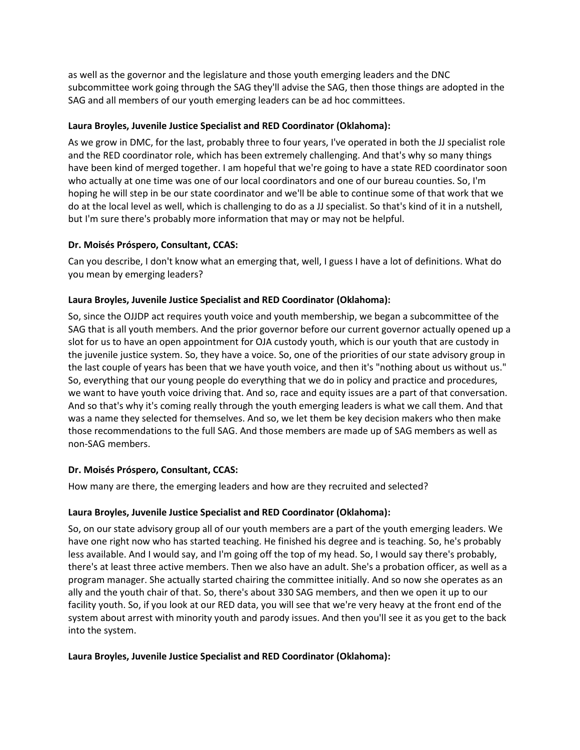as well as the governor and the legislature and those youth emerging leaders and the DNC subcommittee work going through the SAG they'll advise the SAG, then those things are adopted in the SAG and all members of our youth emerging leaders can be ad hoc committees.

**Laura Broyles, Juvenile Justice Specialist and RED Coordinator (Oklahoma):**

As we grow in DMC, for the last, probably three to four years, I've operated in both the JJ specialist role and the RED coordinator role, which has been extremely challenging. And that's why so many things have been kind of merged together. I am hopeful that we're going to have a state RED coordinator soon who actually at one time was one of our local coordinators and one of our bureau counties. So, I'm hoping he will step in be our state coordinator and we'll be able to continue some of that work that we do at the local level as well, which is challenging to do as a JJ specialist. So that's kind of it in a nutshell, but I'm sure there's probably more information that may or may not be helpful.

**Dr. Moisés Próspero, Consultant, CCAS:**

Can you describe, I don't know what an emerging that, well, I guess I have a lot of definitions. What do you mean by emerging leaders?

**Laura Broyles, Juvenile Justice Specialist and RED Coordinator (Oklahoma):**

So, since the OJJDP act requires youth voice and youth membership, we began a subcommittee of the SAG that is all youth members. And the prior governor before our current governor actually opened up a slot for us to have an open appointment for OJA custody youth, which is our youth that are custody in the juvenile justice system. So, they have a voice. So, one of the priorities of our state advisory group in the last couple of years has been that we have youth voice, and then it's "nothing about us without us." So, everything that our young people do everything that we do in policy and practice and procedures, we want to have youth voice driving that. And so, race and equity issues are a part of that conversation. And so that's why it's coming really through the youth emerging leaders is what we call them. And that was a name they selected for themselves. And so, we let them be key decision makers who then make those recommendations to the full SAG. And those members are made up of SAG members as well as non-SAG members.

**Dr. Moisés Próspero, Consultant, CCAS:**

How many are there, the emerging leaders and how are they recruited and selected?

**Laura Broyles, Juvenile Justice Specialist and RED Coordinator (Oklahoma):**

So, on our state advisory group all of our youth members are a part of the youth emerging leaders. We have one right now who has started teaching. He finished his degree and is teaching. So, he's probably less available. And I would say, and I'm going off the top of my head. So, I would say there's probably, there's at least three active members. Then we also have an adult. She's a probation officer, as well as a program manager. She actually started chairing the committee initially. And so now she operates as an ally and the youth chair of that. So, there's about 330 SAG members, and then we open it up to our facility youth. So, if you look at our RED data, you will see that we're very heavy at the front end of the system about arrest with minority youth and parody issues. And then you'll see it as you get to the back into the system.

**Laura Broyles, Juvenile Justice Specialist and RED Coordinator (Oklahoma):**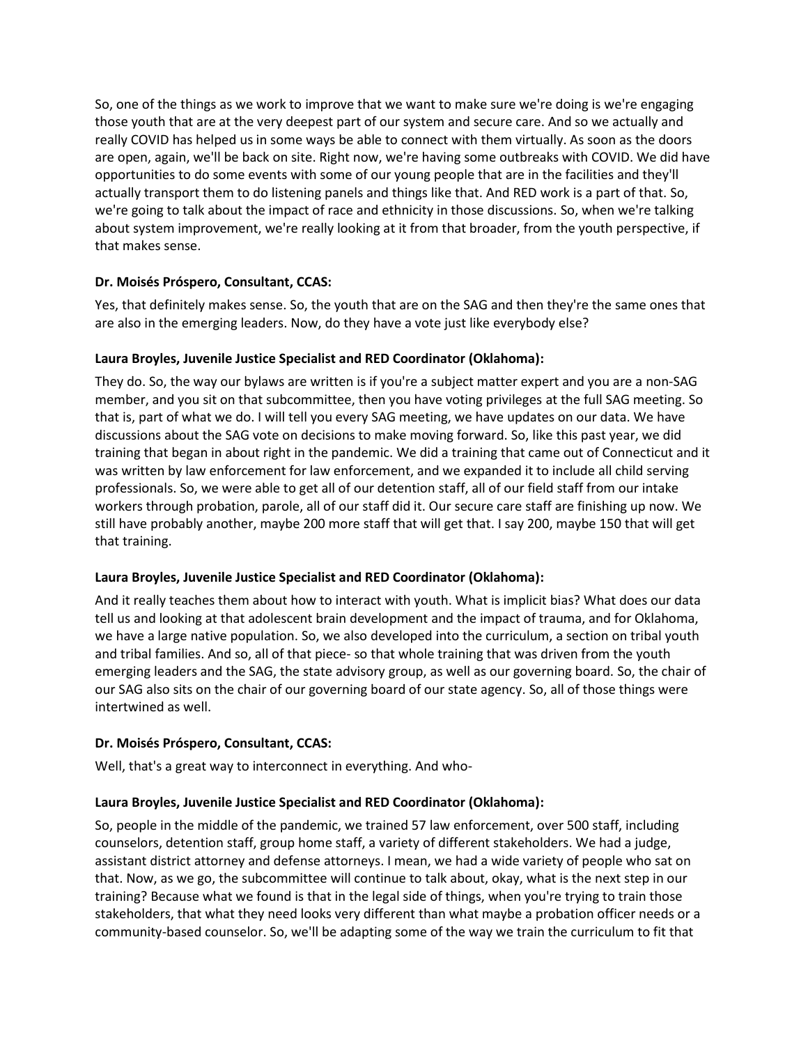So, one of the things as we work to improve that we want to make sure we're doing is we're engaging those youth that are at the very deepest part of our system and secure care. And so we actually and really COVID has helped us in some ways be able to connect with them virtually. As soon as the doors are open, again, we'll be back on site. Right now, we're having some outbreaks with COVID. We did have opportunities to do some events with some of our young people that are in the facilities and they'll actually transport them to do listening panels and things like that. And RED work is a part of that. So, we're going to talk about the impact of race and ethnicity in those discussions. So, when we're talking about system improvement, we're really looking at it from that broader, from the youth perspective, if that makes sense.

**Dr. Moisés Próspero, Consultant, CCAS:**

Yes, that definitely makes sense. So, the youth that are on the SAG and then they're the same ones that are also in the emerging leaders. Now, do they have a vote just like everybody else?

**Laura Broyles, Juvenile Justice Specialist and RED Coordinator (Oklahoma):**

They do. So, the way our bylaws are written is if you're a subject matter expert and you are a non-SAG member, and you sit on that subcommittee, then you have voting privileges at the full SAG meeting. So that is, part of what we do. I will tell you every SAG meeting, we have updates on our data. We have discussions about the SAG vote on decisions to make moving forward. So, like this past year, we did training that began in about right in the pandemic. We did a training that came out of Connecticut and it was written by law enforcement for law enforcement, and we expanded it to include all child serving professionals. So, we were able to get all of our detention staff, all of our field staff from our intake workers through probation, parole, all of our staff did it. Our secure care staff are finishing up now. We still have probably another, maybe 200 more staff that will get that. I say 200, maybe 150 that will get that training.

**Laura Broyles, Juvenile Justice Specialist and RED Coordinator (Oklahoma):**

And it really teaches them about how to interact with youth. What is implicit bias? What does our data tell us and looking at that adolescent brain development and the impact of trauma, and for Oklahoma, we have a large native population. So, we also developed into the curriculum, a section on tribal youth and tribal families. And so, all of that piece- so that whole training that was driven from the youth emerging leaders and the SAG, the state advisory group, as well as our governing board. So, the chair of our SAG also sits on the chair of our governing board of our state agency. So, all of those things were intertwined as well.

**Dr. Moisés Próspero, Consultant, CCAS:**

Well, that's a great way to interconnect in everything. And who-

**Laura Broyles, Juvenile Justice Specialist and RED Coordinator (Oklahoma):**

So, people in the middle of the pandemic, we trained 57 law enforcement, over 500 staff, including counselors, detention staff, group home staff, a variety of different stakeholders. We had a judge, assistant district attorney and defense attorneys. I mean, we had a wide variety of people who sat on that. Now, as we go, the subcommittee will continue to talk about, okay, what is the next step in our training? Because what we found is that in the legal side of things, when you're trying to train those stakeholders, that what they need looks very different than what maybe a probation officer needs or a community-based counselor. So, we'll be adapting some of the way we train the curriculum to fit that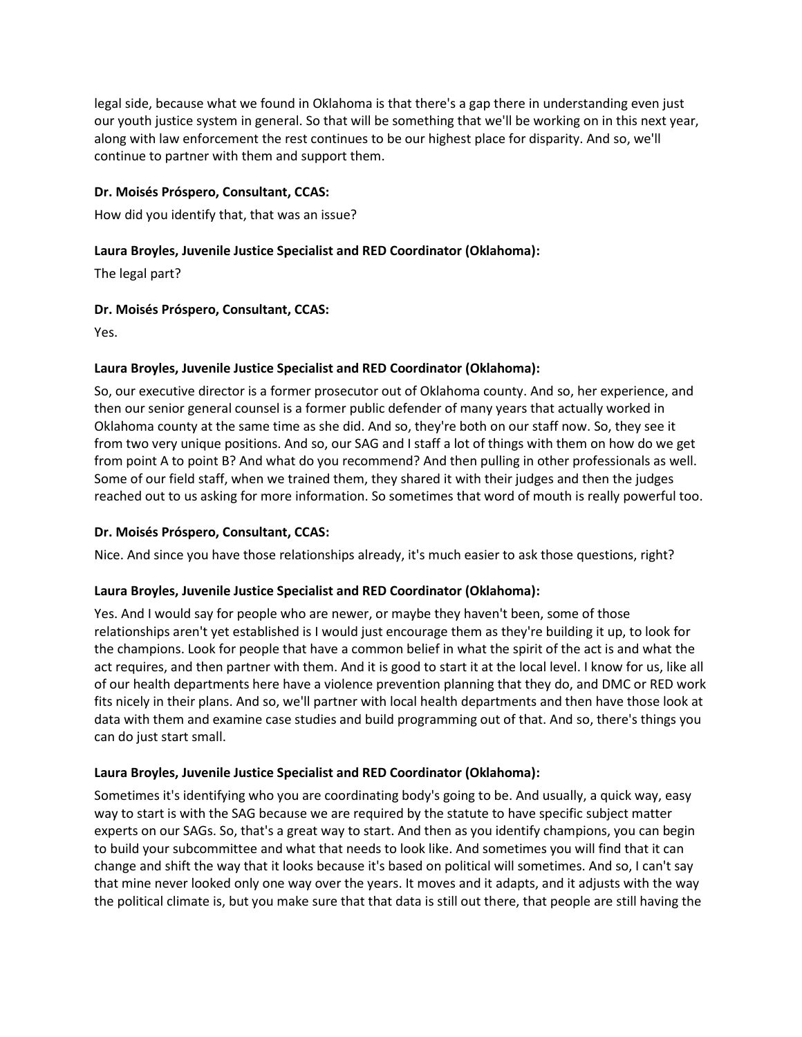legal side, because what we found in Oklahoma is that there's a gap there in understanding even just our youth justice system in general. So that will be something that we'll be working on in this next year, along with law enforcement the rest continues to be our highest place for disparity. And so, we'll continue to partner with them and support them.

**Dr. Moisés Próspero, Consultant, CCAS:**

How did you identify that, that was an issue?

**Laura Broyles, Juvenile Justice Specialist and RED Coordinator (Oklahoma):**

The legal part?

**Dr. Moisés Próspero, Consultant, CCAS:**

Yes.

**Laura Broyles, Juvenile Justice Specialist and RED Coordinator (Oklahoma):**

So, our executive director is a former prosecutor out of Oklahoma county. And so, her experience, and then our senior general counsel is a former public defender of many years that actually worked in Oklahoma county at the same time as she did. And so, they're both on our staff now. So, they see it from two very unique positions. And so, our SAG and I staff a lot of things with them on how do we get from point A to point B? And what do you recommend? And then pulling in other professionals as well. Some of our field staff, when we trained them, they shared it with their judges and then the judges reached out to us asking for more information. So sometimes that word of mouth is really powerful too.

**Dr. Moisés Próspero, Consultant, CCAS:**

Nice. And since you have those relationships already, it's much easier to ask those questions, right?

**Laura Broyles, Juvenile Justice Specialist and RED Coordinator (Oklahoma):**

Yes. And I would say for people who are newer, or maybe they haven't been, some of those relationships aren't yet established is I would just encourage them as they're building it up, to look for the champions. Look for people that have a common belief in what the spirit of the act is and what the act requires, and then partner with them. And it is good to start it at the local level. I know for us, like all of our health departments here have a violence prevention planning that they do, and DMC or RED work fits nicely in their plans. And so, we'll partner with local health departments and then have those look at data with them and examine case studies and build programming out of that. And so, there's things you can do just start small.

**Laura Broyles, Juvenile Justice Specialist and RED Coordinator (Oklahoma):**

Sometimes it's identifying who you are coordinating body's going to be. And usually, a quick way, easy way to start is with the SAG because we are required by the statute to have specific subject matter experts on our SAGs. So, that's a great way to start. And then as you identify champions, you can begin to build your subcommittee and what that needs to look like. And sometimes you will find that it can change and shift the way that it looks because it's based on political will sometimes. And so, I can't say that mine never looked only one way over the years. It moves and it adapts, and it adjusts with the way the political climate is, but you make sure that that data is still out there, that people are still having the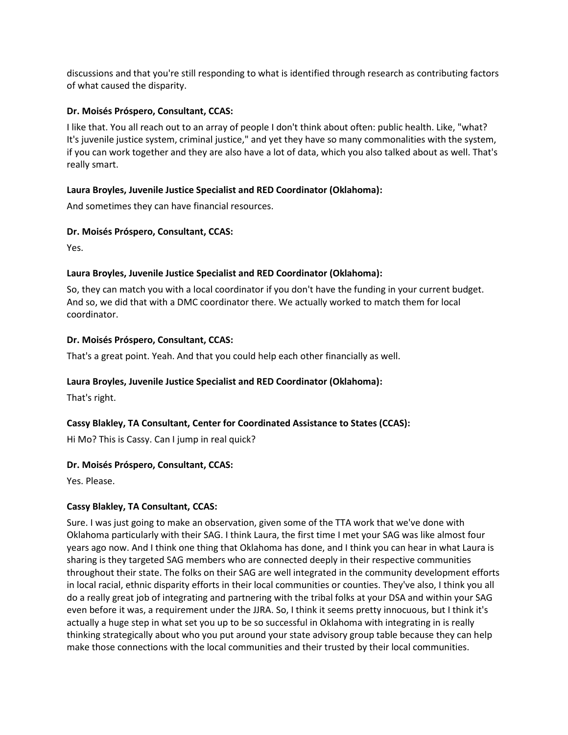discussions and that you're still responding to what is identified through research as contributing factors of what caused the disparity.

**Dr. Moisés Próspero, Consultant, CCAS:**

I like that. You all reach out to an array of people I don't think about often: public health. Like, "what? It's juvenile justice system, criminal justice," and yet they have so many commonalities with the system, if you can work together and they are also have a lot of data, which you also talked about as well. That's really smart.

**Laura Broyles, Juvenile Justice Specialist and RED Coordinator (Oklahoma):**

And sometimes they can have financial resources.

**Dr. Moisés Próspero, Consultant, CCAS:**

Yes.

**Laura Broyles, Juvenile Justice Specialist and RED Coordinator (Oklahoma):**

So, they can match you with a local coordinator if you don't have the funding in your current budget. And so, we did that with a DMC coordinator there. We actually worked to match them for local coordinator.

**Dr. Moisés Próspero, Consultant, CCAS:**

That's a great point. Yeah. And that you could help each other financially as well.

**Laura Broyles, Juvenile Justice Specialist and RED Coordinator (Oklahoma):**

That's right.

**Cassy Blakley, TA Consultant, Center for Coordinated Assistance to States (CCAS):**

Hi Mo? This is Cassy. Can I jump in real quick?

**Dr. Moisés Próspero, Consultant, CCAS:**

Yes. Please.

**Cassy Blakley, TA Consultant, CCAS:**

Sure. I was just going to make an observation, given some of the TTA work that we've done with Oklahoma particularly with their SAG. I think Laura, the first time I met your SAG was like almost four years ago now. And I think one thing that Oklahoma has done, and I think you can hear in what Laura is sharing is they targeted SAG members who are connected deeply in their respective communities throughout their state. The folks on their SAG are well integrated in the community development efforts in local racial, ethnic disparity efforts in their local communities or counties. They've also, I think you all do a really great job of integrating and partnering with the tribal folks at your DSA and within your SAG even before it was, a requirement under the JJRA. So, I think it seems pretty innocuous, but I think it's actually a huge step in what set you up to be so successful in Oklahoma with integrating in is really thinking strategically about who you put around your state advisory group table because they can help make those connections with the local communities and their trusted by their local communities.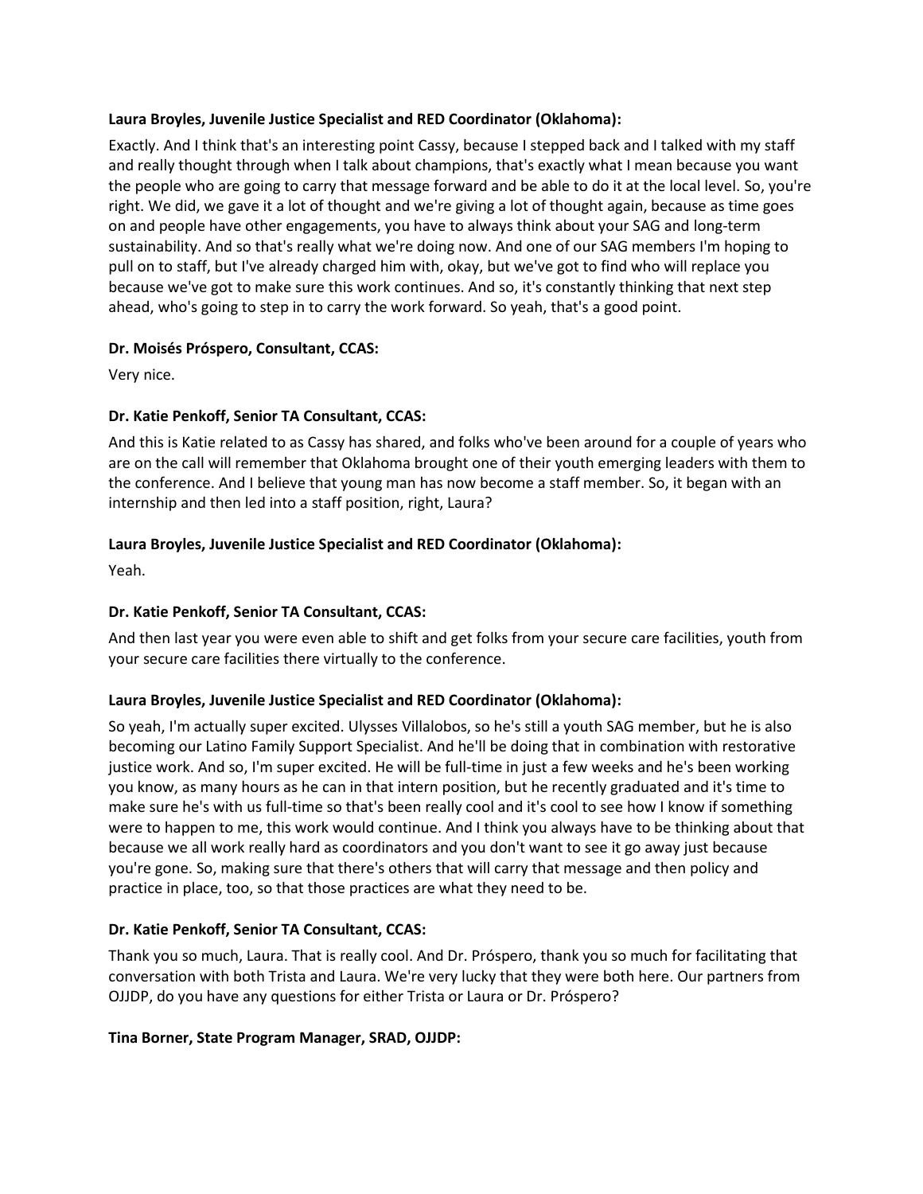**Laura Broyles, Juvenile Justice Specialist and RED Coordinator (Oklahoma):**

Exactly. And I think that's an interesting point Cassy, because I stepped back and I talked with my staff and really thought through when I talk about champions, that's exactly what I mean because you want the people who are going to carry that message forward and be able to do it at the local level. So, you're right. We did, we gave it a lot of thought and we're giving a lot of thought again, because as time goes on and people have other engagements, you have to always think about your SAG and long-term sustainability. And so that's really what we're doing now. And one of our SAG members I'm hoping to pull on to staff, but I've already charged him with, okay, but we've got to find who will replace you because we've got to make sure this work continues. And so, it's constantly thinking that next step ahead, who's going to step in to carry the work forward. So yeah, that's a good point.

**Dr. Moisés Próspero, Consultant, CCAS:**

Very nice.

**Dr. Katie Penkoff, Senior TA Consultant, CCAS:**

And this is Katie related to as Cassy has shared, and folks who've been around for a couple of years who are on the call will remember that Oklahoma brought one of their youth emerging leaders with them to the conference. And I believe that young man has now become a staff member. So, it began with an internship and then led into a staff position, right, Laura?

**Laura Broyles, Juvenile Justice Specialist and RED Coordinator (Oklahoma):**

Yeah.

**Dr. Katie Penkoff, Senior TA Consultant, CCAS:**

And then last year you were even able to shift and get folks from your secure care facilities, youth from your secure care facilities there virtually to the conference.

**Laura Broyles, Juvenile Justice Specialist and RED Coordinator (Oklahoma):**

So yeah, I'm actually super excited. Ulysses Villalobos, so he's still a youth SAG member, but he is also becoming our Latino Family Support Specialist. And he'll be doing that in combination with restorative justice work. And so, I'm super excited. He will be full-time in just a few weeks and he's been working you know, as many hours as he can in that intern position, but he recently graduated and it's time to make sure he's with us full-time so that's been really cool and it's cool to see how I know if something were to happen to me, this work would continue. And I think you always have to be thinking about that because we all work really hard as coordinators and you don't want to see it go away just because you're gone. So, making sure that there's others that will carry that message and then policy and practice in place, too, so that those practices are what they need to be.

**Dr. Katie Penkoff, Senior TA Consultant, CCAS:**

Thank you so much, Laura. That is really cool. And Dr. Próspero, thank you so much for facilitating that conversation with both Trista and Laura. We're very lucky that they were both here. Our partners from OJJDP, do you have any questions for either Trista or Laura or Dr. Próspero?

**Tina Borner, State Program Manager, SRAD, OJJDP:**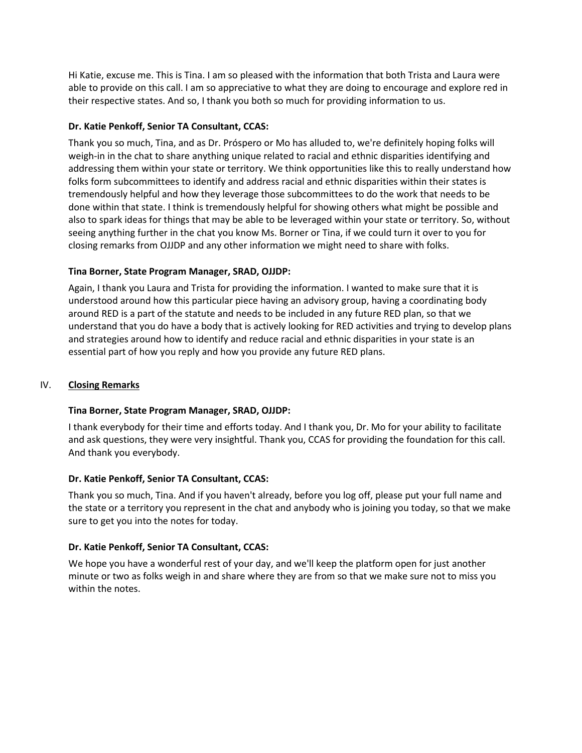Hi Katie, excuse me. This is Tina. I am so pleased with the information that both Trista and Laura were able to provide on this call. I am so appreciative to what they are doing to encourage and explore red in their respective states. And so, I thank you both so much for providing information to us.

**Dr. Katie Penkoff, Senior TA Consultant, CCAS:**

Thank you so much, Tina, and as Dr. Próspero or Mo has alluded to, we're definitely hoping folks will weigh-in in the chat to share anything unique related to racial and ethnic disparities identifying and addressing them within your state or territory. We think opportunities like this to really understand how folks form subcommittees to identify and address racial and ethnic disparities within their states is tremendously helpful and how they leverage those subcommittees to do the work that needs to be done within that state. I think is tremendously helpful for showing others what might be possible and also to spark ideas for things that may be able to be leveraged within your state or territory. So, without seeing anything further in the chat you know Ms. Borner or Tina, if we could turn it over to you for closing remarks from OJJDP and any other information we might need to share with folks.

**Tina Borner, State Program Manager, SRAD, OJJDP:**

Again, I thank you Laura and Trista for providing the information. I wanted to make sure that it is understood around how this particular piece having an advisory group, having a coordinating body around RED is a part of the statute and needs to be included in any future RED plan, so that we understand that you do have a body that is actively looking for RED activities and trying to develop plans and strategies around how to identify and reduce racial and ethnic disparities in your state is an essential part of how you reply and how you provide any future RED plans.

## IV. Closing Remarks

**Tina Borner, State Program Manager, SRAD, OJJDP:**

I thank everybody for their time and efforts today. And I thank you, Dr. Mo for your ability to facilitate and ask questions, they were very insightful. Thank you, CCAS for providing the foundation for this call. And thank you everybody.

**Dr. Katie Penkoff, Senior TA Consultant, CCAS:**

Thank you so much, Tina. And if you haven't already, before you log off, please put your full name and the state or a territory you represent in the chat and anybody who is joining you today, so that we make sure to get you into the notes for today.

**Dr. Katie Penkoff, Senior TA Consultant, CCAS:**

We hope you have a wonderful rest of your day, and we'll keep the platform open for just another minute or two as folks weigh in and share where they are from so that we make sure not to miss you within the notes.